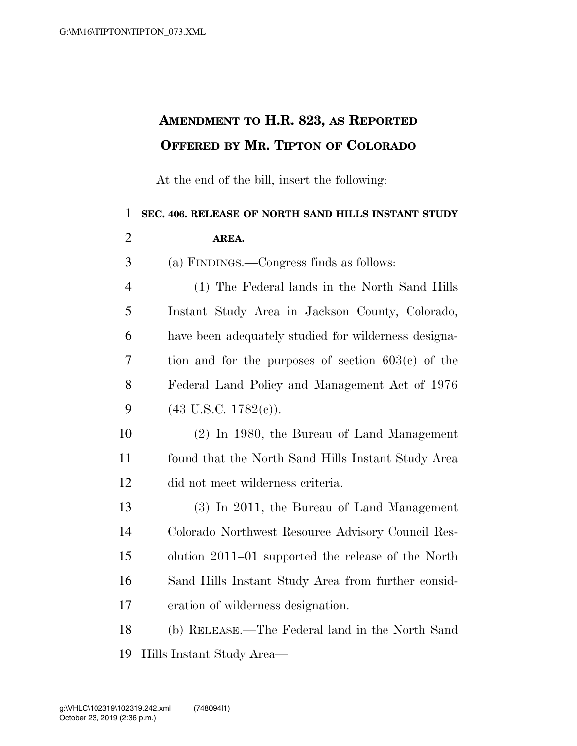# AMENDMENT TO H.R. 823, AS REPORTED OFFERED BY MR. TIPTON OF COLORADO

At the end of the bill, insert the following:

**SEC. 406. RELEASE OF NORTH SAND HILLS INSTANT STUDY AREA.**

(a) FINDINGS.—Congress finds as follows:

(1) The Federal lands in the North Sand Hills Instant Study Area in Jackson County, Colorado, have been adequately studied for wilderness designation and for the purposes of section 603(c) of the Federal Land Policy and Management Act of 1976 (43 U.S.C. 1782(c)).

(2) In 1980, the Bureau of Land Management found that the North Sand Hills Instant Study Area did not meet wilderness criteria.

(3) In 2011, the Bureau of Land Management Colorado Northwest Resource Advisory Council Resolution 2011–01 supported the release of the North Sand Hills Instant Study Area from further consideration of wilderness designation.

(b) RELEASE.—The Federal land in the North Sand Hills Instant Study Area—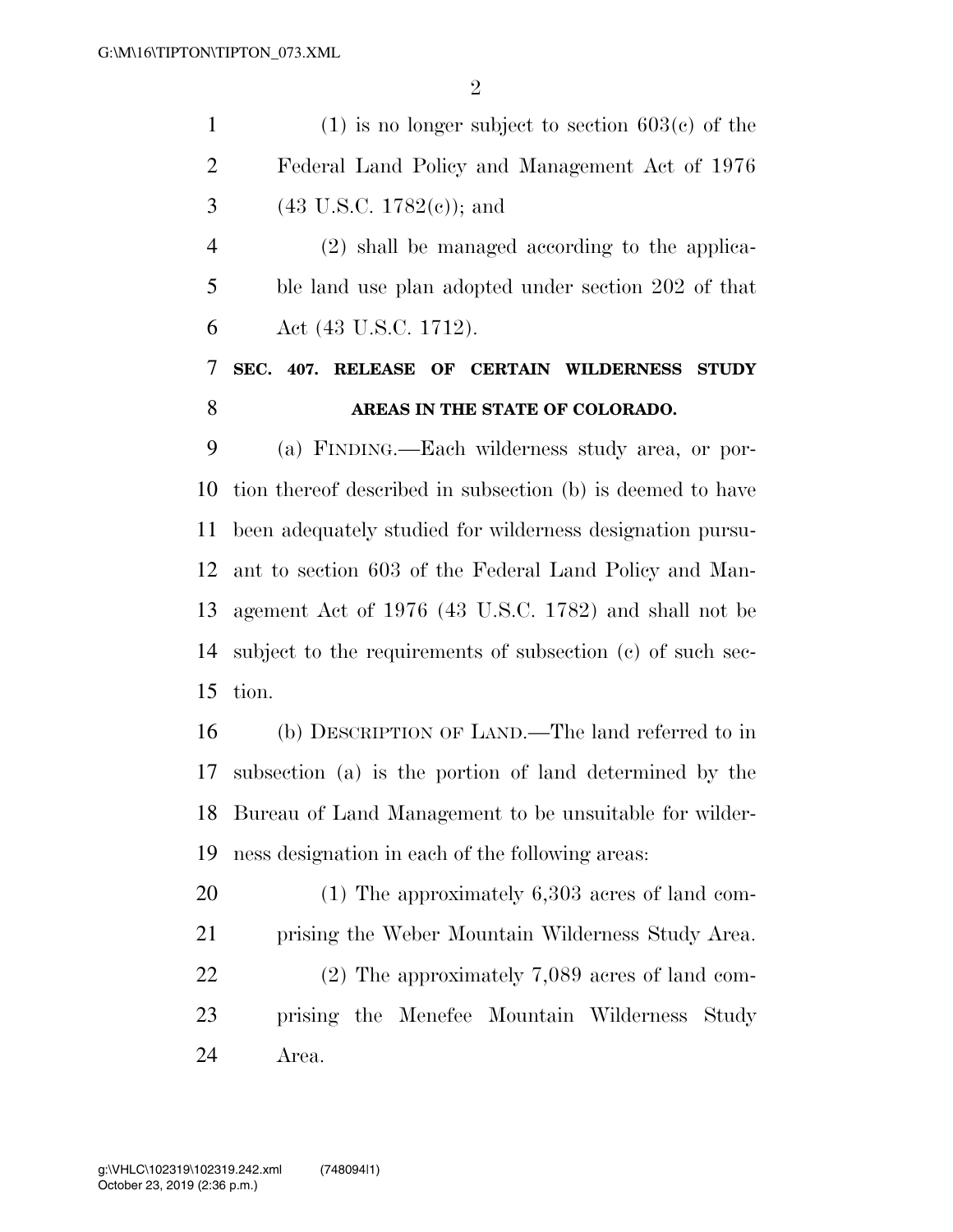(1) is no longer subject to section 603(c) of the Federal Land Policy and Management Act of 1976 (43 U.S.C. 1782(c)); and

(2) shall be managed according to the applicable land use plan adopted under section 202 of that Act (43 U.S.C. 1712).

### SEC. 407. RELEASE OF CERTAIN WILDERNESS STUDY AREAS IN THE STATE OF COLORADO.

(a) FINDING.—Each wilderness study area, or portion thereof described in subsection (b) is deemed to have been adequately studied for wilderness designation pursuant to section 603 of the Federal Land Policy and Management Act of 1976 (43 U.S.C. 1782) and shall not be subject to the requirements of subsection (c) of such section.

(b) DESCRIPTION OF LAND.—The land referred to in subsection (a) is the portion of land determined by the Bureau of Land Management to be unsuitable for wilderness designation in each of the following areas:

(1) The approximately 6,303 acres of land comprising the Weber Mountain Wilderness Study Area.

(2) The approximately 7,089 acres of land comprising the Menefee Mountain Wilderness Study Area.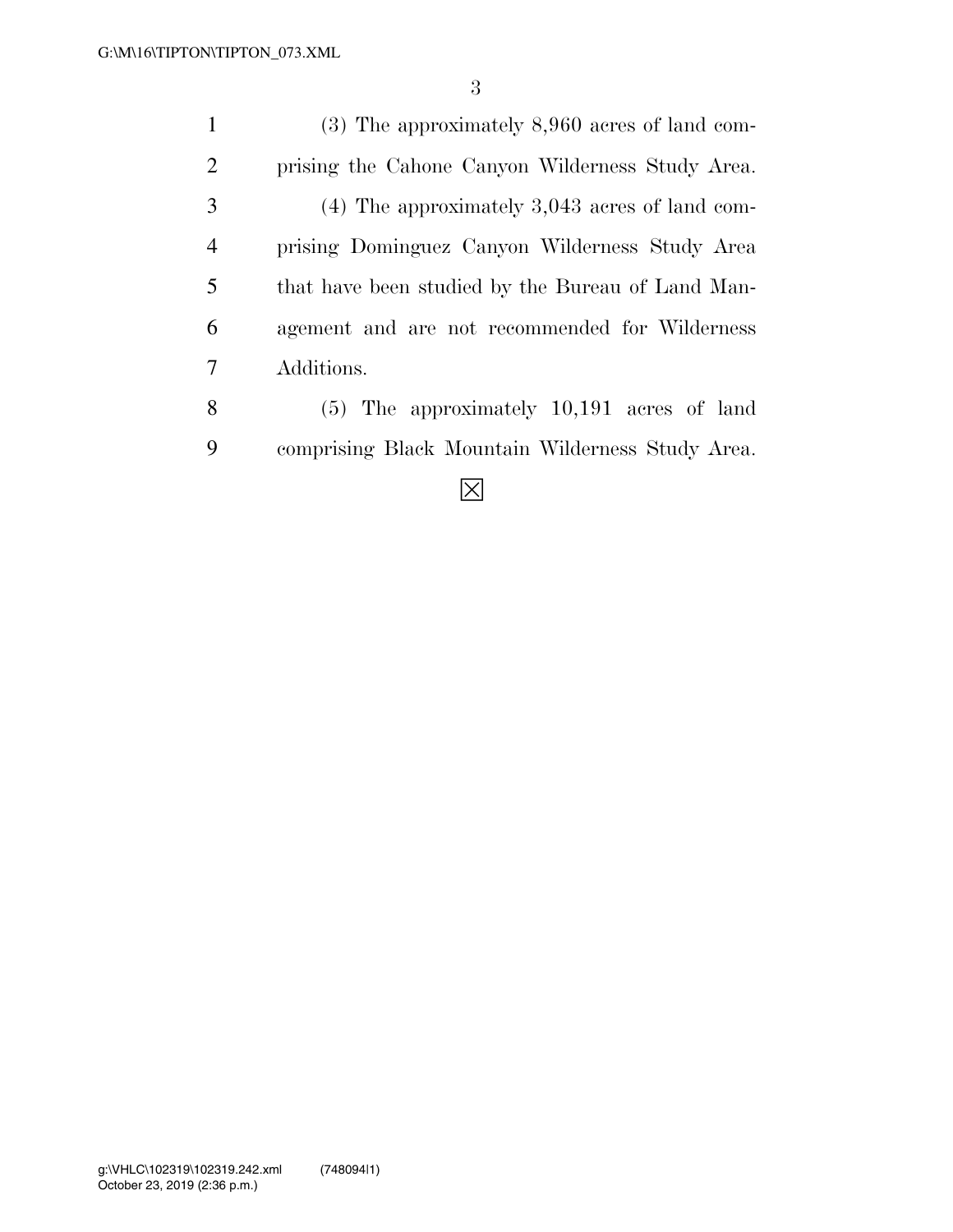(3) The approximately 8,960 acres of land comprising the Cahone Canyon Wilderness Study Area.

(4) The approximately 3,043 acres of land comprising Dominguez Canyon Wilderness Study Area that have been studied by the Bureau of Land Management and are not recommended for Wilderness Additions.

(5) The approximately 10,191 acres of land comprising Black Mountain Wilderness Study Area.

☒